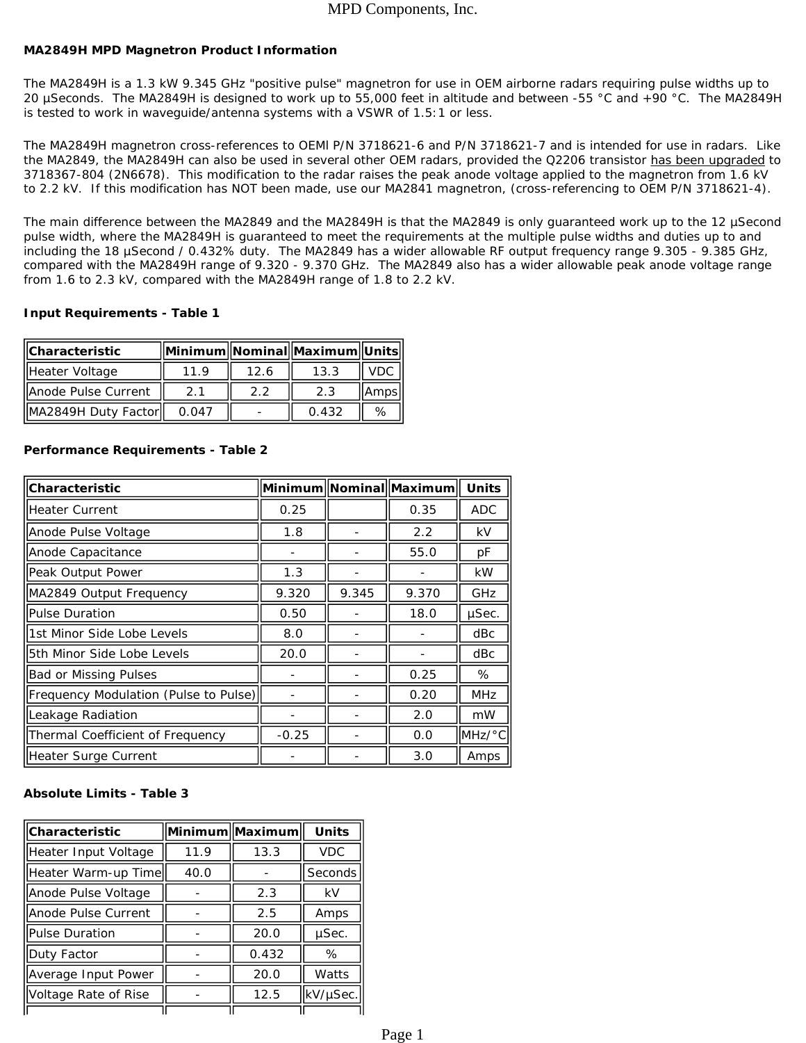MPD Components, Inc.

## MA2849H MPD Magnetron Product Information

The MA2849H is a 1.3 kW 9.345 GHz "positive pulse" magnetron for use in OEM airborne radars requiring pulse widths up to 20 µSeconds. The MA2849H is designed to work up to 55,000 feet in altitude and between -55 °C and +90 °C. The MA2849H is tested to work in waveguide/antenna systems with a VSWR of 1.5:1 or less.

The MA2849H magnetron cross-references to OEMl P/N 3718621-6 and P/N 3718621-7 and is intended for use in radars. Like the MA2849, the MA2849H can also be used in several other OEM radars, provided the Q2206 transistor has been upgraded to 3718367-804 (2N6678). This modification to the radar raises the peak anode voltage applied to the magnetron from 1.6 kV to 2.2 kV. If this modification has NOT been made, use our MA2841 magnetron, (cross-referencing to OEM P/N 3718621-4).

The main difference between the MA2849 and the MA2849H is that the MA2849 is only guaranteed work up to the 12 µSecond pulse width, where the MA2849H is guaranteed to meet the requirements at the multiple pulse widths and duties up to and including the 18 µSecond / 0.432% duty. The MA2849 has a wider allowable RF output frequency range 9.305 - 9.385 GHz, compared with the MA2849H range of 9.320 - 9.370 GHz. The MA2849 also has a wider allowable peak anode voltage range from 1.6 to 2.3 kV, compared with the MA2849H range of 1.8 to 2.2 kV.

### Input Requirements - Table 1

| Characteristic | Minimum | Nominal | Maximum | Units |
|---|---|---|---|---|
| Heater Voltage | 11.9 | 12.6 | 13.3 | VDC |
| Anode Pulse Current | 2.1 | 2.2 | 2.3 | Amps |
| MA2849H Duty Factor | 0.047 | - | 0.432 | % |

### Performance Requirements - Table 2

| Characteristic | Minimum | Nominal | Maximum | Units |
|---|---|---|---|---|
| Heater Current | 0.25 | | 0.35 | ADC |
| Anode Pulse Voltage | 1.8 | - | 2.2 | kV |
| Anode Capacitance | - | - | 55.0 | pF |
| Peak Output Power | 1.3 | - | - | kW |
| MA2849 Output Frequency | 9.320 | 9.345 | 9.370 | GHz |
| Pulse Duration | 0.50 | - | 18.0 | µSec. |
| 1st Minor Side Lobe Levels | 8.0 | - | - | dBc |
| 5th Minor Side Lobe Levels | 20.0 | - | - | dBc |
| Bad or Missing Pulses | - | - | 0.25 | % |
| Frequency Modulation (Pulse to Pulse) | - | - | 0.20 | MHz |
| Leakage Radiation | - | - | 2.0 | mW |
| Thermal Coefficient of Frequency | -0.25 | - | 0.0 | MHz/°C |
| Heater Surge Current | - | - | 3.0 | Amps |

### Absolute Limits - Table 3

| Characteristic | Minimum | Maximum | Units |
|---|---|---|---|
| Heater Input Voltage | 11.9 | 13.3 | VDC |
| Heater Warm-up Time | 40.0 | - | Seconds |
| Anode Pulse Voltage | - | 2.3 | kV |
| Anode Pulse Current | - | 2.5 | Amps |
| Pulse Duration | - | 20.0 | µSec. |
| Duty Factor | - | 0.432 | % |
| Average Input Power | - | 20.0 | Watts |
| Voltage Rate of Rise | - | 12.5 | kV/µSec. |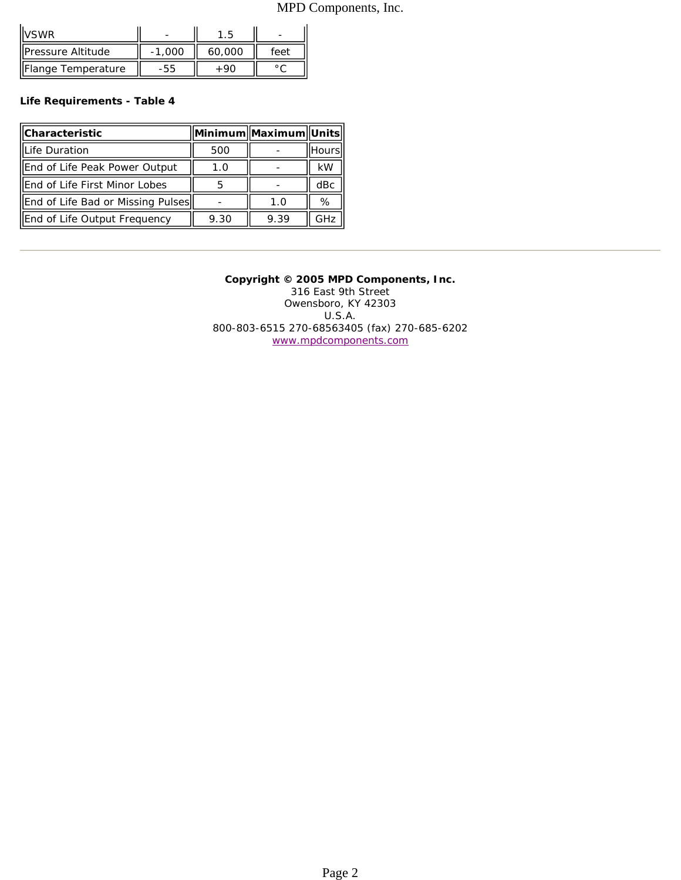| | | | |
|---|---|---|---|
| VSWR | - | 1.5 | - |
| Pressure Altitude | -1,000 | 60,000 | feet |
| Flange Temperature | -55 | +90 | °C |

**Life Requirements - Table 4**

| Characteristic | Minimum | Maximum | Units |
|---|---|---|---|
| Life Duration | 500 | - | Hours |
| End of Life Peak Power Output | 1.0 | - | kW |
| End of Life First Minor Lobes | 5 | - | dBc |
| End of Life Bad or Missing Pulses | - | 1.0 | % |
| End of Life Output Frequency | 9.30 | 9.39 | GHz |

---

**Copyright © 2005 MPD Components, Inc.**
316 East 9th Street
Owensboro, KY 42303
U.S.A.
800-803-6515 270-68563405 (fax) 270-685-6202
www.mpdcomponents.com